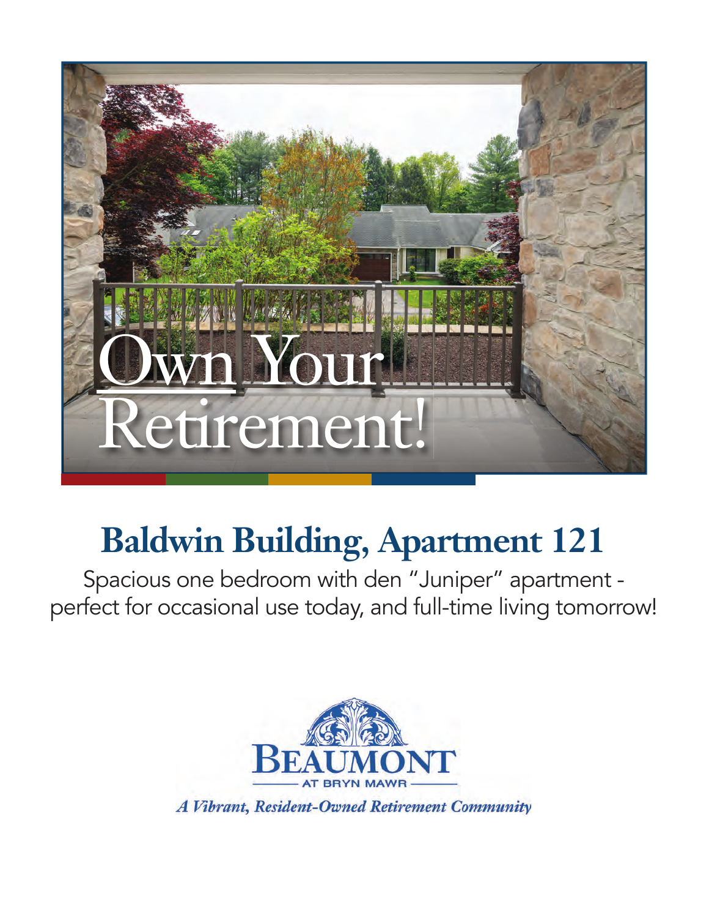# Own Your Retirement!

## Baldwin Building, Apartment 121

Spacious one bedroom with den "Juniper" apartment - perfect for occasional use today, and full-time living tomorrow!

BEAUMONT
AT BRYN MAWR

*A Vibrant, Resident-Owned Retirement Community*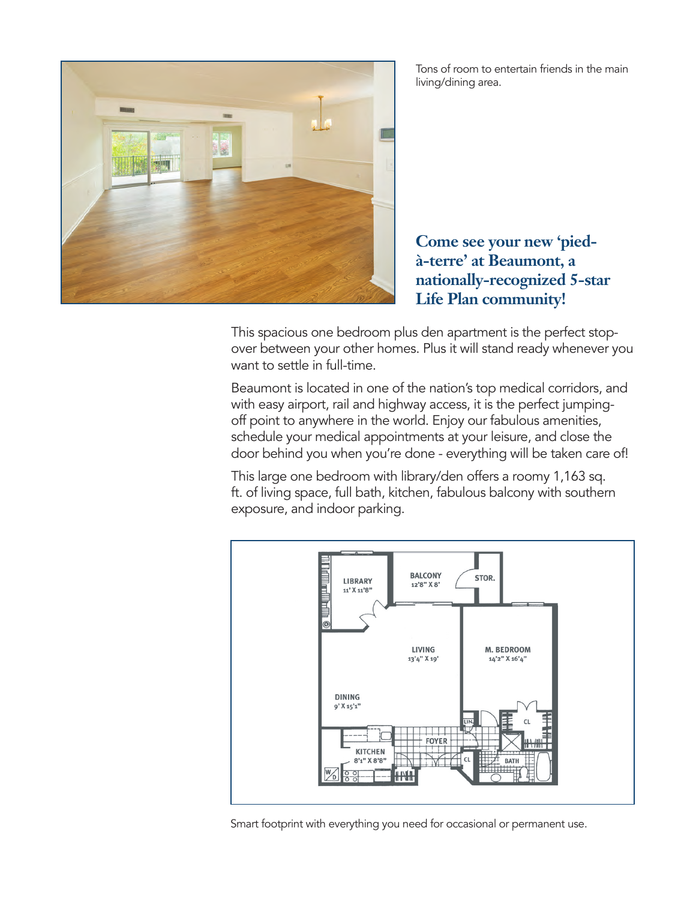Tons of room to entertain friends in the main living/dining area.

## Come see your new 'pied-à-terre' at Beaumont, a nationally-recognized 5-star Life Plan community!

This spacious one bedroom plus den apartment is the perfect stop-over between your other homes. Plus it will stand ready whenever you want to settle in full-time.

Beaumont is located in one of the nation's top medical corridors, and with easy airport, rail and highway access, it is the perfect jumping-off point to anywhere in the world. Enjoy our fabulous amenities, schedule your medical appointments at your leisure, and close the door behind you when you're done - everything will be taken care of!

This large one bedroom with library/den offers a roomy 1,163 sq. ft. of living space, full bath, kitchen, fabulous balcony with southern exposure, and indoor parking.

LIBRARY 11' X 11'8"
BALCONY 12'8" X 8'
STOR.
LIVING 13'4" X 19'
M. BEDROOM 14'2" X 16'4"
DINING 9' X 15'1"
KITCHEN 8'1" X 8'8"
FOYER
BATH
CL
LIN.
W/D

Smart footprint with everything you need for occasional or permanent use.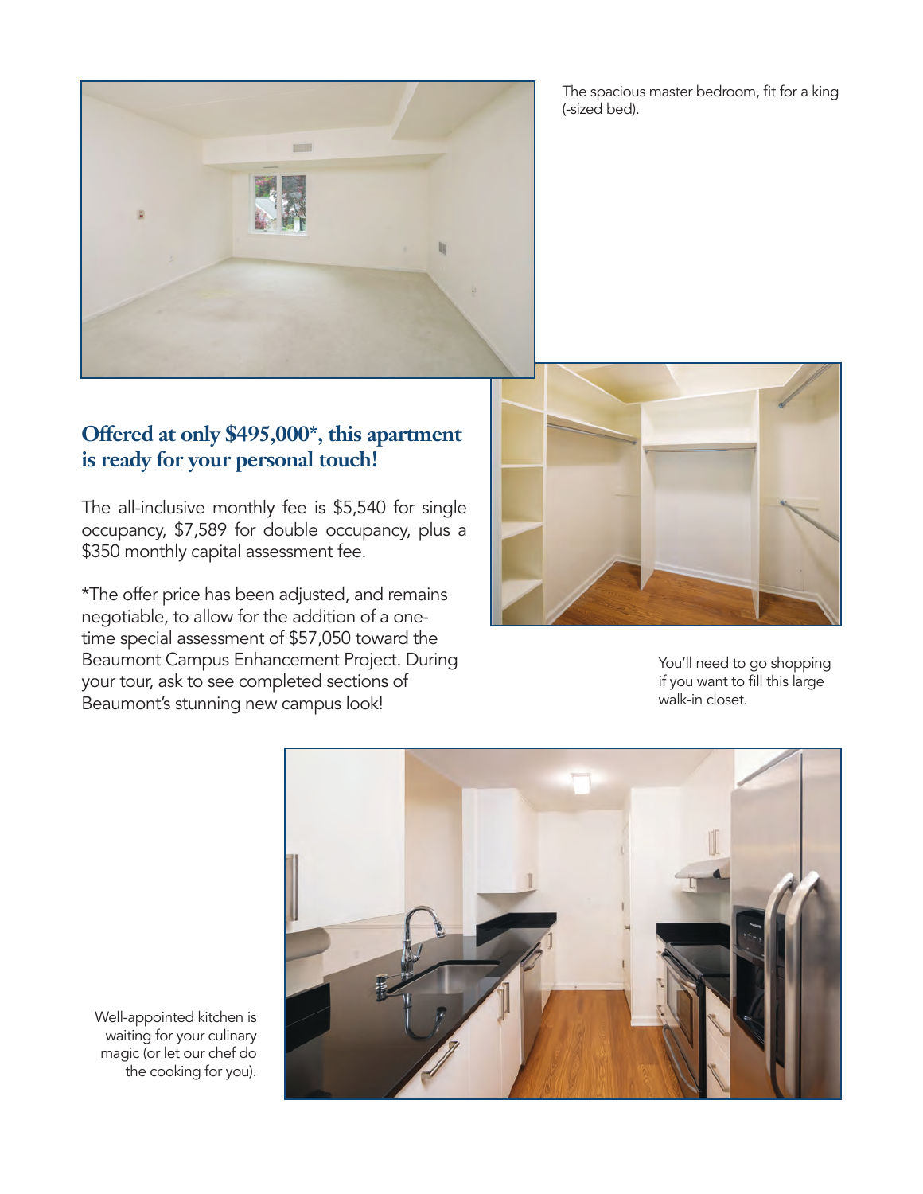The spacious master bedroom, fit for a king (-sized bed).

## Offered at only $495,000*, this apartment is ready for your personal touch!

The all-inclusive monthly fee is $5,540 for single occupancy, $7,589 for double occupancy, plus a $350 monthly capital assessment fee.

*The offer price has been adjusted, and remains negotiable, to allow for the addition of a one-time special assessment of $57,050 toward the Beaumont Campus Enhancement Project. During your tour, ask to see completed sections of Beaumont's stunning new campus look!

You'll need to go shopping if you want to fill this large walk-in closet.

Well-appointed kitchen is waiting for your culinary magic (or let our chef do the cooking for you).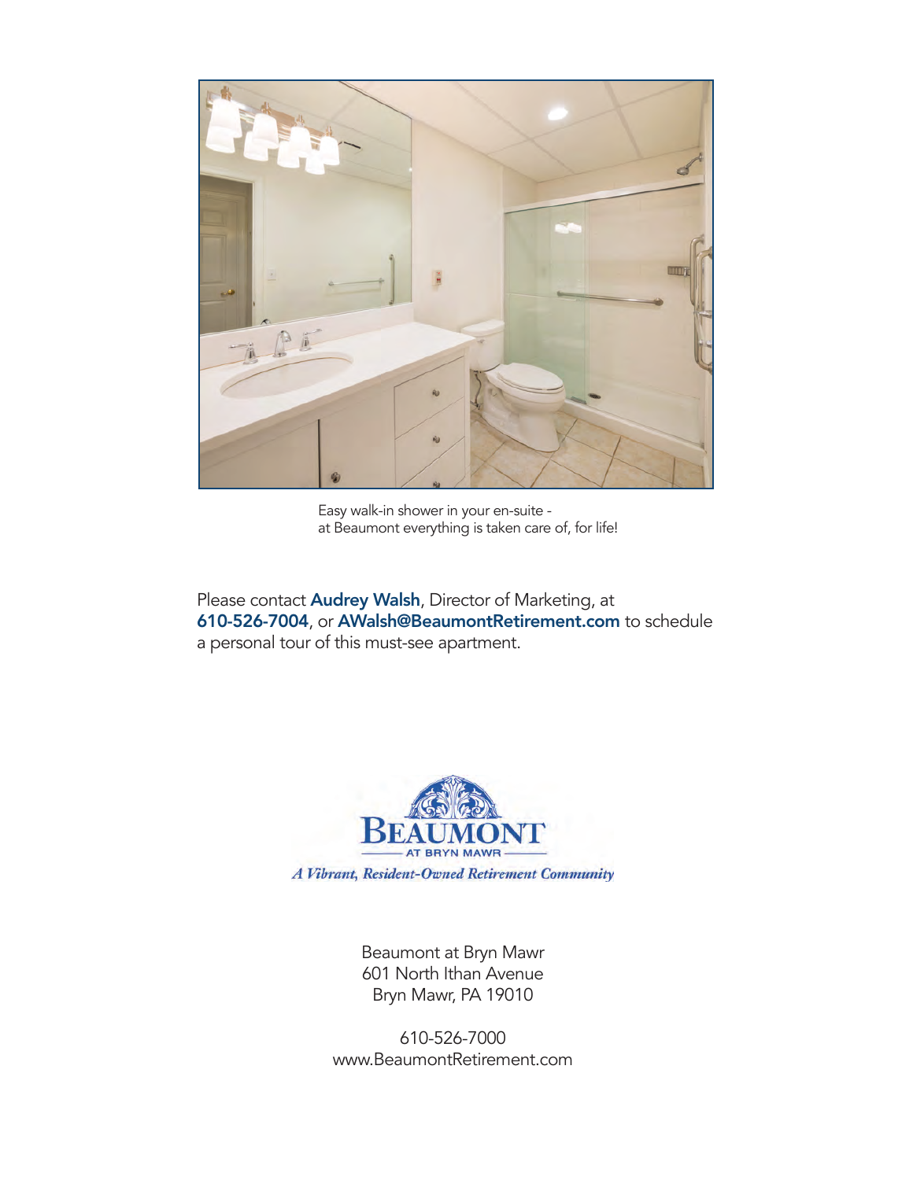Easy walk-in shower in your en-suite -
at Beaumont everything is taken care of, for life!

Please contact **Audrey Walsh**, Director of Marketing, at **610-526-7004**, or **AWalsh@BeaumontRetirement.com** to schedule a personal tour of this must-see apartment.

BEAUMONT
AT BRYN MAWR

*A Vibrant, Resident-Owned Retirement Community*

Beaumont at Bryn Mawr
601 North Ithan Avenue
Bryn Mawr, PA 19010

610-526-7000
www.BeaumontRetirement.com